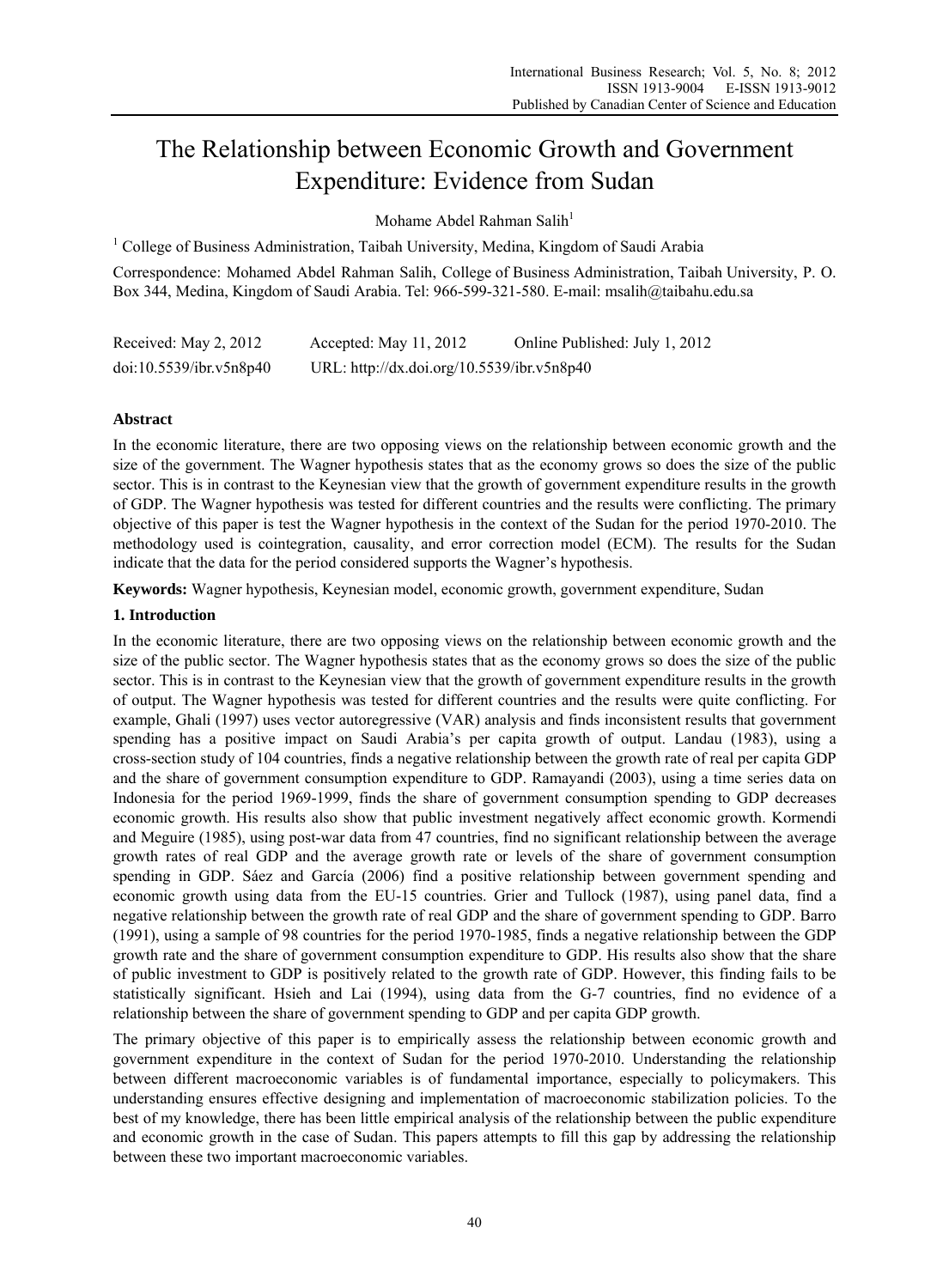# The Relationship between Economic Growth and Government Expenditure: Evidence from Sudan

Mohame Abdel Rahman Salih[1]

[1] College of Business Administration, Taibah University, Medina, Kingdom of Saudi Arabia

Correspondence: Mohamed Abdel Rahman Salih, College of Business Administration, Taibah University, P. O. Box 344, Medina, Kingdom of Saudi Arabia. Tel: 966-599-321-580. E-mail: msalih@taibahu.edu.sa

Received: May 2, 2012    Accepted: May 11, 2012    Online Published: July 1, 2012

doi:10.5539/ibr.v5n8p40    URL: http://dx.doi.org/10.5539/ibr.v5n8p40

## Abstract

In the economic literature, there are two opposing views on the relationship between economic growth and the size of the government. The Wagner hypothesis states that as the economy grows so does the size of the public sector. This is in contrast to the Keynesian view that the growth of government expenditure results in the growth of GDP. The Wagner hypothesis was tested for different countries and the results were conflicting. The primary objective of this paper is test the Wagner hypothesis in the context of the Sudan for the period 1970-2010. The methodology used is cointegration, causality, and error correction model (ECM). The results for the Sudan indicate that the data for the period considered supports the Wagner's hypothesis.

**Keywords:** Wagner hypothesis, Keynesian model, economic growth, government expenditure, Sudan

## 1. Introduction

In the economic literature, there are two opposing views on the relationship between economic growth and the size of the public sector. The Wagner hypothesis states that as the economy grows so does the size of the public sector. This is in contrast to the Keynesian view that the growth of government expenditure results in the growth of output. The Wagner hypothesis was tested for different countries and the results were quite conflicting. For example, Ghali (1997) uses vector autoregressive (VAR) analysis and finds inconsistent results that government spending has a positive impact on Saudi Arabia's per capita growth of output. Landau (1983), using a cross-section study of 104 countries, finds a negative relationship between the growth rate of real per capita GDP and the share of government consumption expenditure to GDP. Ramayandi (2003), using a time series data on Indonesia for the period 1969-1999, finds the share of government consumption spending to GDP decreases economic growth. His results also show that public investment negatively affect economic growth. Kormendi and Meguire (1985), using post-war data from 47 countries, find no significant relationship between the average growth rates of real GDP and the average growth rate or levels of the share of government consumption spending in GDP. Sáez and García (2006) find a positive relationship between government spending and economic growth using data from the EU-15 countries. Grier and Tullock (1987), using panel data, find a negative relationship between the growth rate of real GDP and the share of government spending to GDP. Barro (1991), using a sample of 98 countries for the period 1970-1985, finds a negative relationship between the GDP growth rate and the share of government consumption expenditure to GDP. His results also show that the share of public investment to GDP is positively related to the growth rate of GDP. However, this finding fails to be statistically significant. Hsieh and Lai (1994), using data from the G-7 countries, find no evidence of a relationship between the share of government spending to GDP and per capita GDP growth.

The primary objective of this paper is to empirically assess the relationship between economic growth and government expenditure in the context of Sudan for the period 1970-2010. Understanding the relationship between different macroeconomic variables is of fundamental importance, especially to policymakers. This understanding ensures effective designing and implementation of macroeconomic stabilization policies. To the best of my knowledge, there has been little empirical analysis of the relationship between the public expenditure and economic growth in the case of Sudan. This papers attempts to fill this gap by addressing the relationship between these two important macroeconomic variables.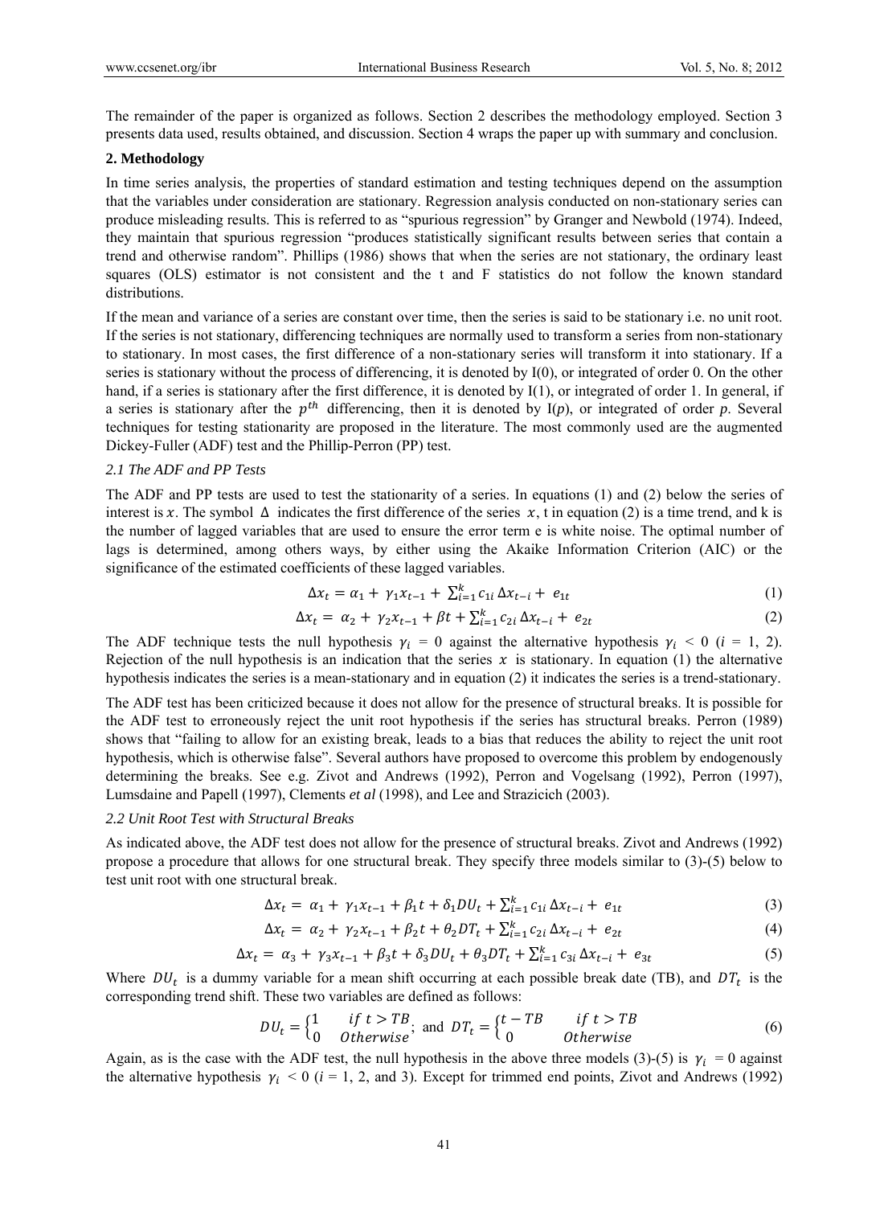The remainder of the paper is organized as follows. Section 2 describes the methodology employed. Section 3 presents data used, results obtained, and discussion. Section 4 wraps the paper up with summary and conclusion.

## 2. Methodology

In time series analysis, the properties of standard estimation and testing techniques depend on the assumption that the variables under consideration are stationary. Regression analysis conducted on non-stationary series can produce misleading results. This is referred to as "spurious regression" by Granger and Newbold (1974). Indeed, they maintain that spurious regression "produces statistically significant results between series that contain a trend and otherwise random". Phillips (1986) shows that when the series are not stationary, the ordinary least squares (OLS) estimator is not consistent and the t and F statistics do not follow the known standard distributions.

If the mean and variance of a series are constant over time, then the series is said to be stationary i.e. no unit root. If the series is not stationary, differencing techniques are normally used to transform a series from non-stationary to stationary. In most cases, the first difference of a non-stationary series will transform it into stationary. If a series is stationary without the process of differencing, it is denoted by I(0), or integrated of order 0. On the other hand, if a series is stationary after the first difference, it is denoted by I(1), or integrated of order 1. In general, if a series is stationary after the $p^{th}$ differencing, then it is denoted by I(*p*), or integrated of order *p*. Several techniques for testing stationarity are proposed in the literature. The most commonly used are the augmented Dickey-Fuller (ADF) test and the Phillip-Perron (PP) test.

### *2.1 The ADF and PP Tests*

The ADF and PP tests are used to test the stationarity of a series. In equations (1) and (2) below the series of interest is $x$. The symbol $\Delta$ indicates the first difference of the series $x$, t in equation (2) is a time trend, and k is the number of lagged variables that are used to ensure the error term e is white noise. The optimal number of lags is determined, among others ways, by either using the Akaike Information Criterion (AIC) or the significance of the estimated coefficients of these lagged variables.

$$\Delta x_t = \alpha_1 + \gamma_1 x_{t-1} + \sum_{i=1}^{k} c_{1i} \Delta x_{t-i} + e_{1t} \tag{1}$$

$$\Delta x_t = \alpha_2 + \gamma_2 x_{t-1} + \beta t + \sum_{i=1}^{k} c_{2i} \Delta x_{t-i} + e_{2t} \tag{2}$$

The ADF technique tests the null hypothesis $\gamma_i = 0$ against the alternative hypothesis $\gamma_i < 0$ ($i$ = 1, 2). Rejection of the null hypothesis is an indication that the series $x$ is stationary. In equation (1) the alternative hypothesis indicates the series is a mean-stationary and in equation (2) it indicates the series is a trend-stationary.

The ADF test has been criticized because it does not allow for the presence of structural breaks. It is possible for the ADF test to erroneously reject the unit root hypothesis if the series has structural breaks. Perron (1989) shows that "failing to allow for an existing break, leads to a bias that reduces the ability to reject the unit root hypothesis, which is otherwise false". Several authors have proposed to overcome this problem by endogenously determining the breaks. See e.g. Zivot and Andrews (1992), Perron and Vogelsang (1992), Perron (1997), Lumsdaine and Papell (1997), Clements *et al* (1998), and Lee and Strazicich (2003).

### *2.2 Unit Root Test with Structural Breaks*

As indicated above, the ADF test does not allow for the presence of structural breaks. Zivot and Andrews (1992) propose a procedure that allows for one structural break. They specify three models similar to (3)-(5) below to test unit root with one structural break.

$$\Delta x_t = \alpha_1 + \gamma_1 x_{t-1} + \beta_1 t + \delta_1 DU_t + \sum_{i=1}^{k} c_{1i} \Delta x_{t-i} + e_{1t} \tag{3}$$

$$\Delta x_t = \alpha_2 + \gamma_2 x_{t-1} + \beta_2 t + \theta_2 DT_t + \sum_{i=1}^{k} c_{2i} \Delta x_{t-i} + e_{2t} \tag{4}$$

$$\Delta x_t = \alpha_3 + \gamma_3 x_{t-1} + \beta_3 t + \delta_3 DU_t + \theta_3 DT_t + \sum_{i=1}^{k} c_{3i} \Delta x_{t-i} + e_{3t} \tag{5}$$

Where $DU_t$ is a dummy variable for a mean shift occurring at each possible break date (TB), and $DT_t$ is the corresponding trend shift. These two variables are defined as follows:

$$DU_t = \begin{cases} 1 & if\ t > TB \\ 0 & Otherwise \end{cases}; \text{ and } DT_t = \begin{cases} t - TB & if\ t > TB \\ 0 & Otherwise \end{cases} \tag{6}$$

Again, as is the case with the ADF test, the null hypothesis in the above three models (3)-(5) is $\gamma_i = 0$ against the alternative hypothesis $\gamma_i < 0$ ($i$ = 1, 2, and 3). Except for trimmed end points, Zivot and Andrews (1992)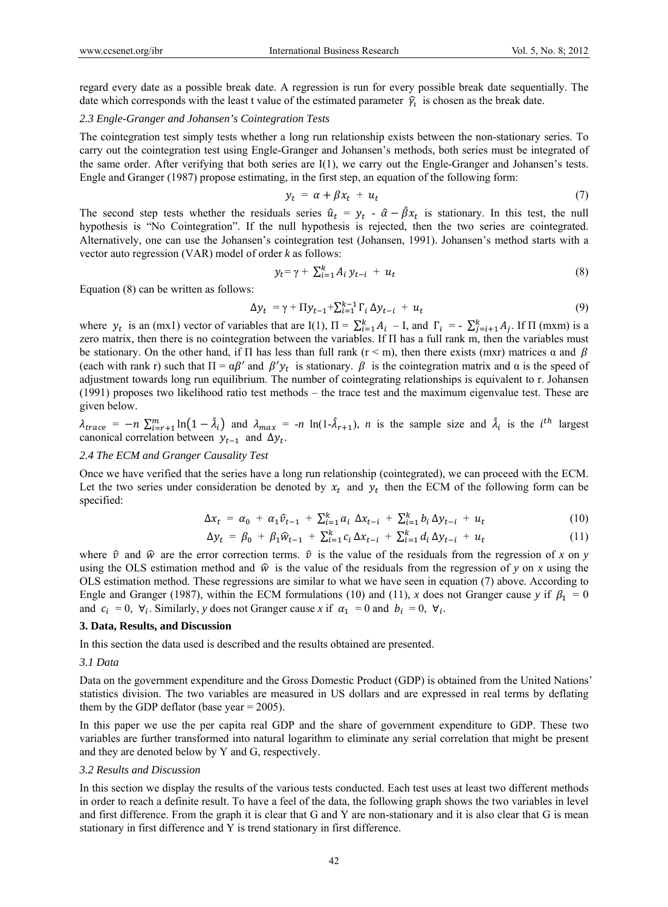regard every date as a possible break date. A regression is run for every possible break date sequentially. The date which corresponds with the least t value of the estimated parameter $\hat{\gamma}_i$ is chosen as the break date.

### *2.3 Engle-Granger and Johansen's Cointegration Tests*

The cointegration test simply tests whether a long run relationship exists between the non-stationary series. To carry out the cointegration test using Engle-Granger and Johansen's methods, both series must be integrated of the same order. After verifying that both series are I(1), we carry out the Engle-Granger and Johansen's tests. Engle and Granger (1987) propose estimating, in the first step, an equation of the following form:

$$y_t = \alpha + \beta x_t + u_t \tag{7}$$

The second step tests whether the residuals series $\hat{u}_t = y_t - \hat{\alpha} - \hat{\beta} x_t$ is stationary. In this test, the null hypothesis is "No Cointegration". If the null hypothesis is rejected, then the two series are cointegrated. Alternatively, one can use the Johansen's cointegration test (Johansen, 1991). Johansen's method starts with a vector auto regression (VAR) model of order *k* as follows:

$$y_t = \gamma + \sum_{i=1}^{k} A_i \, y_{t-i} + u_t \tag{8}$$

Equation (8) can be written as follows:

$$\Delta y_t = \gamma + \Pi y_{t-1} + \sum_{i=1}^{k-1} \Gamma_i \, \Delta y_{t-i} + u_t \tag{9}$$

where $y_t$ is an (mx1) vector of variables that are I(1), $\Pi = \sum_{i=1}^{k} A_i - I$, and $\Gamma_i = -\sum_{j=i+1}^{k} A_j$. If Π (mxm) is a zero matrix, then there is no cointegration between the variables. If Π has a full rank m, then the variables must be stationary. On the other hand, if Π has less than full rank (r < m), then there exists (mxr) matrices α and $\beta$ (each with rank r) such that $\Pi = \alpha\beta'$ and $\beta' y_t$ is stationary. $\beta$ is the cointegration matrix and α is the speed of adjustment towards long run equilibrium. The number of cointegrating relationships is equivalent to r. Johansen (1991) proposes two likelihood ratio test methods – the trace test and the maximum eigenvalue test. These are given below.

$\lambda_{trace} = -n \sum_{i=r+1}^{m} \ln(1 - \hat{\lambda}_i)$ and $\lambda_{max} = -n \ln(1 - \hat{\lambda}_{r+1})$, *n* is the sample size and $\hat{\lambda}_i$ is the $i^{th}$ largest canonical correlation between $y_{t-1}$ and $\Delta y_t$.

### *2.4 The ECM and Granger Causality Test*

Once we have verified that the series have a long run relationship (cointegrated), we can proceed with the ECM. Let the two series under consideration be denoted by $x_t$ and $y_t$ then the ECM of the following form can be specified:

$$\Delta x_t = \alpha_0 + \alpha_1 \hat{v}_{t-1} + \sum_{i=1}^{k} a_i \, \Delta x_{t-i} + \sum_{i=1}^{k} b_i \, \Delta y_{t-i} + u_t \tag{10}$$

$$\Delta y_t = \beta_0 + \beta_1 \hat{w}_{t-1} + \sum_{i=1}^{k} c_i \, \Delta x_{t-i} + \sum_{i=1}^{k} d_i \, \Delta y_{t-i} + u_t \tag{11}$$

where $\hat{v}$ and $\hat{w}$ are the error correction terms. $\hat{v}$ is the value of the residuals from the regression of *x* on *y* using the OLS estimation method and $\hat{w}$ is the value of the residuals from the regression of *y* on *x* using the OLS estimation method. These regressions are similar to what we have seen in equation (7) above. According to Engle and Granger (1987), within the ECM formulations (10) and (11), *x* does not Granger cause *y* if $\beta_1 = 0$ and $c_i = 0, \ \forall_i$. Similarly, *y* does not Granger cause *x* if $\alpha_1 = 0$ and $b_i = 0, \ \forall_i$.

## 3. Data, Results, and Discussion

In this section the data used is described and the results obtained are presented.

### *3.1 Data*

Data on the government expenditure and the Gross Domestic Product (GDP) is obtained from the United Nations' statistics division. The two variables are measured in US dollars and are expressed in real terms by deflating them by the GDP deflator (base year = 2005).

In this paper we use the per capita real GDP and the share of government expenditure to GDP. These two variables are further transformed into natural logarithm to eliminate any serial correlation that might be present and they are denoted below by Y and G, respectively.

### *3.2 Results and Discussion*

In this section we display the results of the various tests conducted. Each test uses at least two different methods in order to reach a definite result. To have a feel of the data, the following graph shows the two variables in level and first difference. From the graph it is clear that G and Y are non-stationary and it is also clear that G is mean stationary in first difference and Y is trend stationary in first difference.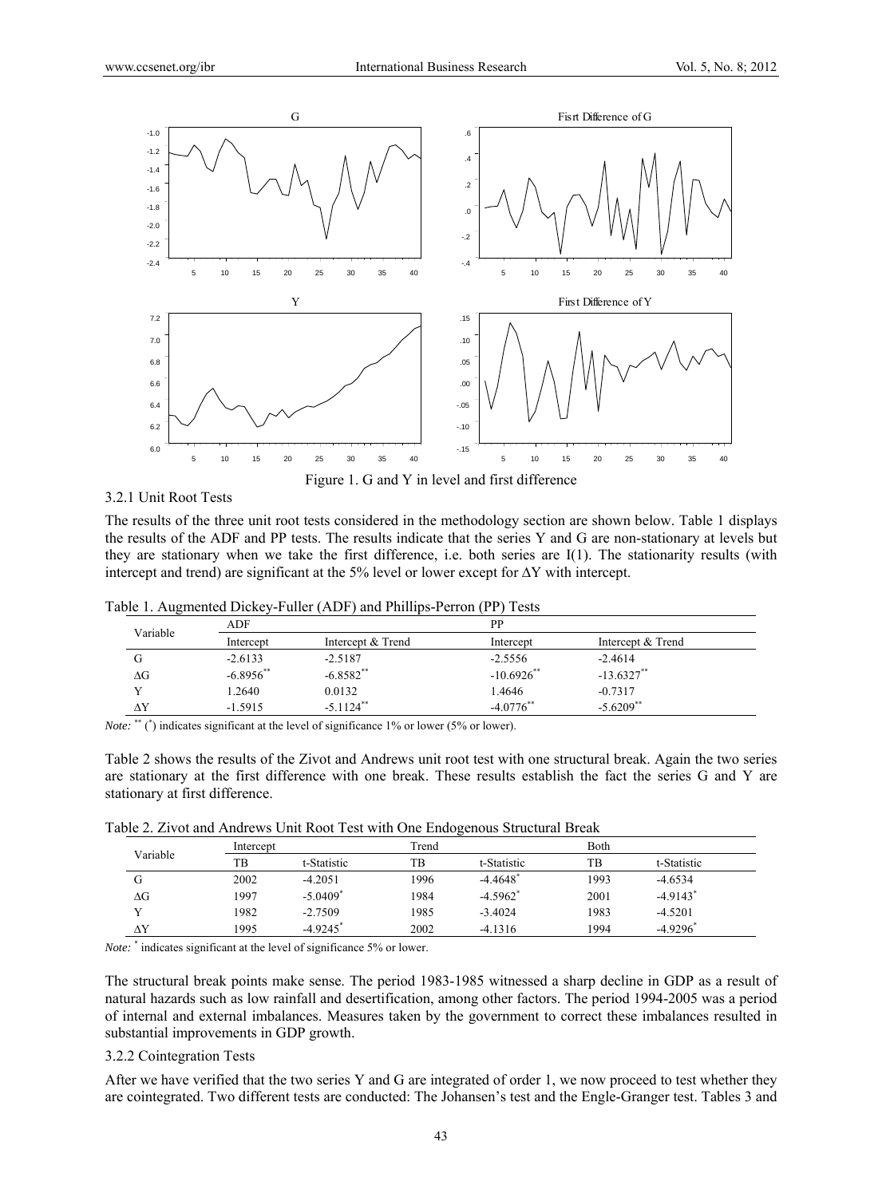Figure 1. G and Y in level and first difference

3.2.1 Unit Root Tests

The results of the three unit root tests considered in the methodology section are shown below. Table 1 displays the results of the ADF and PP tests. The results indicate that the series Y and G are non-stationary at levels but they are stationary when we take the first difference, i.e. both series are I(1). The stationarity results (with intercept and trend) are significant at the 5% level or lower except for ΔY with intercept.

Table 1. Augmented Dickey-Fuller (ADF) and Phillips-Perron (PP) Tests

| Variable | ADF | | PP | |
|---|---|---|---|---|
| | Intercept | Intercept & Trend | Intercept | Intercept & Trend |
| G | -2.6133 | -2.5187 | -2.5556 | -2.4614 |
| ΔG | -6.8956** | -6.8582** | -10.6926** | -13.6327** |
| Y | 1.2640 | 0.0132 | 1.4646 | -0.7317 |
| ΔY | -1.5915 | -5.1124** | -4.0776** | -5.6209** |

*Note:* ** (*) indicates significant at the level of significance 1% or lower (5% or lower).

Table 2 shows the results of the Zivot and Andrews unit root test with one structural break. Again the two series are stationary at the first difference with one break. These results establish the fact the series G and Y are stationary at first difference.

Table 2. Zivot and Andrews Unit Root Test with One Endogenous Structural Break

| Variable | Intercept | | Trend | | Both | |
|---|---|---|---|---|---|---|
| | TB | t-Statistic | TB | t-Statistic | TB | t-Statistic |
| G | 2002 | -4.2051 | 1996 | -4.4648* | 1993 | -4.6534 |
| ΔG | 1997 | -5.0409* | 1984 | -4.5962* | 2001 | -4.9143* |
| Y | 1982 | -2.7509 | 1985 | -3.4024 | 1983 | -4.5201 |
| ΔY | 1995 | -4.9245* | 2002 | -4.1316 | 1994 | -4.9296* |

*Note:* * indicates significant at the level of significance 5% or lower.

The structural break points make sense. The period 1983-1985 witnessed a sharp decline in GDP as a result of natural hazards such as low rainfall and desertification, among other factors. The period 1994-2005 was a period of internal and external imbalances. Measures taken by the government to correct these imbalances resulted in substantial improvements in GDP growth.

3.2.2 Cointegration Tests

After we have verified that the two series Y and G are integrated of order 1, we now proceed to test whether they are cointegrated. Two different tests are conducted: The Johansen's test and the Engle-Granger test. Tables 3 and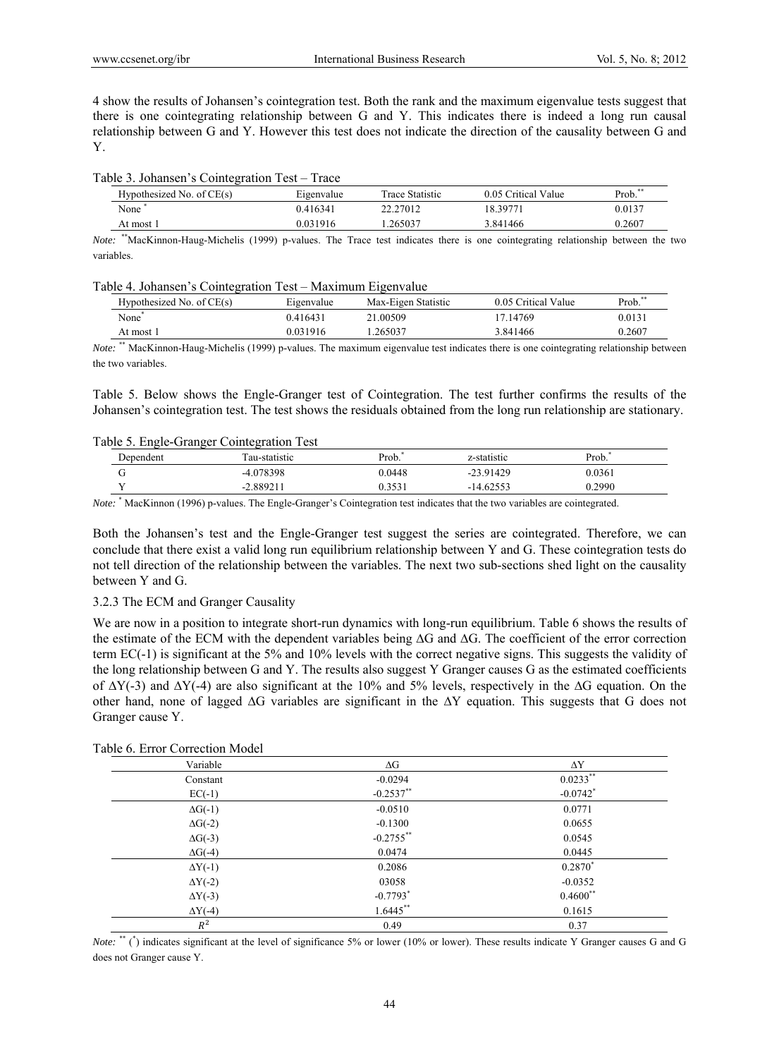4 show the results of Johansen's cointegration test. Both the rank and the maximum eigenvalue tests suggest that there is one cointegrating relationship between G and Y. This indicates there is indeed a long run causal relationship between G and Y. However this test does not indicate the direction of the causality between G and Y.

Table 3. Johansen's Cointegration Test – Trace

| Hypothesized No. of CE(s) | Eigenvalue | Trace Statistic | 0.05 Critical Value | Prob.** |
|---|---|---|---|---|
| None * | 0.416341 | 22.27012 | 18.39771 | 0.0137 |
| At most 1 | 0.031916 | 1.265037 | 3.841466 | 0.2607 |

*Note:* **MacKinnon-Haug-Michelis (1999) p-values. The Trace test indicates there is one cointegrating relationship between the two variables.

Table 4. Johansen's Cointegration Test – Maximum Eigenvalue

| Hypothesized No. of CE(s) | Eigenvalue | Max-Eigen Statistic | 0.05 Critical Value | Prob.** |
|---|---|---|---|---|
| None* | 0.416431 | 21.00509 | 17.14769 | 0.0131 |
| At most 1 | 0.031916 | 1.265037 | 3.841466 | 0.2607 |

*Note:* ** MacKinnon-Haug-Michelis (1999) p-values. The maximum eigenvalue test indicates there is one cointegrating relationship between the two variables.

Table 5. Below shows the Engle-Granger test of Cointegration. The test further confirms the results of the Johansen's cointegration test. The test shows the residuals obtained from the long run relationship are stationary.

Table 5. Engle-Granger Cointegration Test

| Dependent | Tau-statistic | Prob.* | z-statistic | Prob.* |
|---|---|---|---|---|
| G | -4.078398 | 0.0448 | -23.91429 | 0.0361 |
| Y | -2.889211 | 0.3531 | -14.62553 | 0.2990 |

*Note:* * MacKinnon (1996) p-values. The Engle-Granger's Cointegration test indicates that the two variables are cointegrated.

Both the Johansen's test and the Engle-Granger test suggest the series are cointegrated. Therefore, we can conclude that there exist a valid long run equilibrium relationship between Y and G. These cointegration tests do not tell direction of the relationship between the variables. The next two sub-sections shed light on the causality between Y and G.

### 3.2.3 The ECM and Granger Causality

We are now in a position to integrate short-run dynamics with long-run equilibrium. Table 6 shows the results of the estimate of the ECM with the dependent variables being $\Delta G$ and $\Delta G$. The coefficient of the error correction term EC(-1) is significant at the 5% and 10% levels with the correct negative signs. This suggests the validity of the long relationship between G and Y. The results also suggest Y Granger causes G as the estimated coefficients of $\Delta Y(-3)$ and $\Delta Y(-4)$ are also significant at the 10% and 5% levels, respectively in the $\Delta G$ equation. On the other hand, none of lagged $\Delta G$ variables are significant in the $\Delta Y$ equation. This suggests that G does not Granger cause Y.

Table 6. Error Correction Model

| Variable | $\Delta G$ | $\Delta Y$ |
|---|---|---|
| Constant | -0.0294 | 0.0233** |
| EC(-1) | -0.2537** | -0.0742* |
| $\Delta G(-1)$ | -0.0510 | 0.0771 |
| $\Delta G(-2)$ | -0.1300 | 0.0655 |
| $\Delta G(-3)$ | -0.2755** | 0.0545 |
| $\Delta G(-4)$ | 0.0474 | 0.0445 |
| $\Delta Y(-1)$ | 0.2086 | 0.2870* |
| $\Delta Y(-2)$ | 03058 | -0.0352 |
| $\Delta Y(-3)$ | -0.7793* | 0.4600** |
| $\Delta Y(-4)$ | 1.6445** | 0.1615 |
| $R^2$ | 0.49 | 0.37 |

*Note:* ** (*) indicates significant at the level of significance 5% or lower (10% or lower). These results indicate Y Granger causes G and G does not Granger cause Y.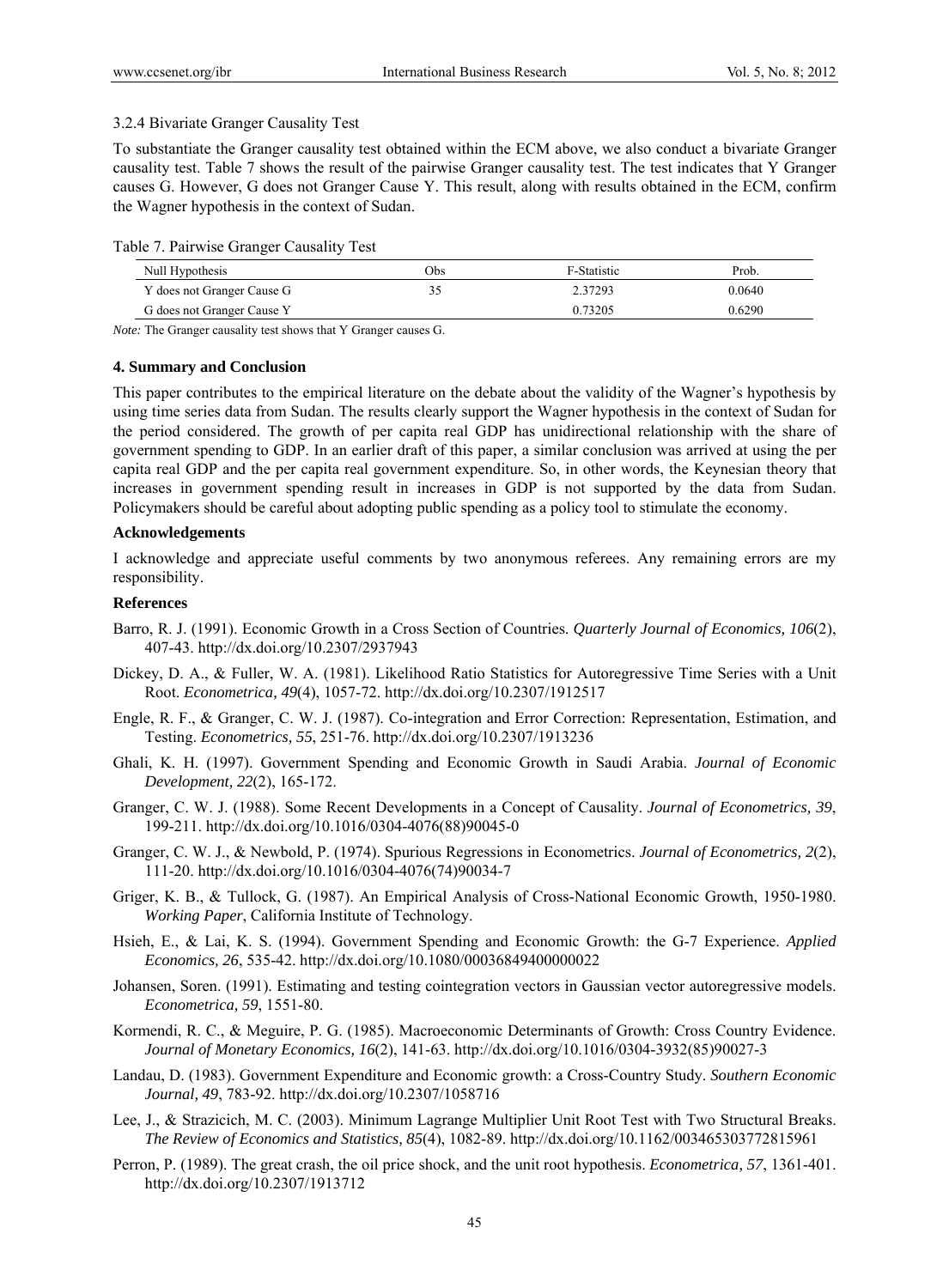### 3.2.4 Bivariate Granger Causality Test

To substantiate the Granger causality test obtained within the ECM above, we also conduct a bivariate Granger causality test. Table 7 shows the result of the pairwise Granger causality test. The test indicates that Y Granger causes G. However, G does not Granger Cause Y. This result, along with results obtained in the ECM, confirm the Wagner hypothesis in the context of Sudan.

Table 7. Pairwise Granger Causality Test

| Null Hypothesis | Obs | F-Statistic | Prob. |
|---|---|---|---|
| Y does not Granger Cause G | 35 | 2.37293 | 0.0640 |
| G does not Granger Cause Y | | 0.73205 | 0.6290 |

*Note:* The Granger causality test shows that Y Granger causes G.

## 4. Summary and Conclusion

This paper contributes to the empirical literature on the debate about the validity of the Wagner's hypothesis by using time series data from Sudan. The results clearly support the Wagner hypothesis in the context of Sudan for the period considered. The growth of per capita real GDP has unidirectional relationship with the share of government spending to GDP. In an earlier draft of this paper, a similar conclusion was arrived at using the per capita real GDP and the per capita real government expenditure. So, in other words, the Keynesian theory that increases in government spending result in increases in GDP is not supported by the data from Sudan. Policymakers should be careful about adopting public spending as a policy tool to stimulate the economy.

## Acknowledgements

I acknowledge and appreciate useful comments by two anonymous referees. Any remaining errors are my responsibility.

## References

Barro, R. J. (1991). Economic Growth in a Cross Section of Countries. *Quarterly Journal of Economics, 106*(2), 407-43. http://dx.doi.org/10.2307/2937943

Dickey, D. A., & Fuller, W. A. (1981). Likelihood Ratio Statistics for Autoregressive Time Series with a Unit Root. *Econometrica, 49*(4), 1057-72. http://dx.doi.org/10.2307/1912517

Engle, R. F., & Granger, C. W. J. (1987). Co-integration and Error Correction: Representation, Estimation, and Testing. *Econometrics, 55*, 251-76. http://dx.doi.org/10.2307/1913236

Ghali, K. H. (1997). Government Spending and Economic Growth in Saudi Arabia. *Journal of Economic Development, 22*(2), 165-172.

Granger, C. W. J. (1988). Some Recent Developments in a Concept of Causality. *Journal of Econometrics, 39*, 199-211. http://dx.doi.org/10.1016/0304-4076(88)90045-0

Granger, C. W. J., & Newbold, P. (1974). Spurious Regressions in Econometrics. *Journal of Econometrics, 2*(2), 111-20. http://dx.doi.org/10.1016/0304-4076(74)90034-7

Griger, K. B., & Tullock, G. (1987). An Empirical Analysis of Cross-National Economic Growth, 1950-1980. *Working Paper*, California Institute of Technology.

Hsieh, E., & Lai, K. S. (1994). Government Spending and Economic Growth: the G-7 Experience. *Applied Economics, 26*, 535-42. http://dx.doi.org/10.1080/00036849400000022

Johansen, Soren. (1991). Estimating and testing cointegration vectors in Gaussian vector autoregressive models. *Econometrica, 59*, 1551-80.

Kormendi, R. C., & Meguire, P. G. (1985). Macroeconomic Determinants of Growth: Cross Country Evidence. *Journal of Monetary Economics, 16*(2), 141-63. http://dx.doi.org/10.1016/0304-3932(85)90027-3

Landau, D. (1983). Government Expenditure and Economic growth: a Cross-Country Study. *Southern Economic Journal, 49*, 783-92. http://dx.doi.org/10.2307/1058716

Lee, J., & Strazicich, M. C. (2003). Minimum Lagrange Multiplier Unit Root Test with Two Structural Breaks. *The Review of Economics and Statistics, 85*(4), 1082-89. http://dx.doi.org/10.1162/003465303772815961

Perron, P. (1989). The great crash, the oil price shock, and the unit root hypothesis. *Econometrica, 57*, 1361-401. http://dx.doi.org/10.2307/1913712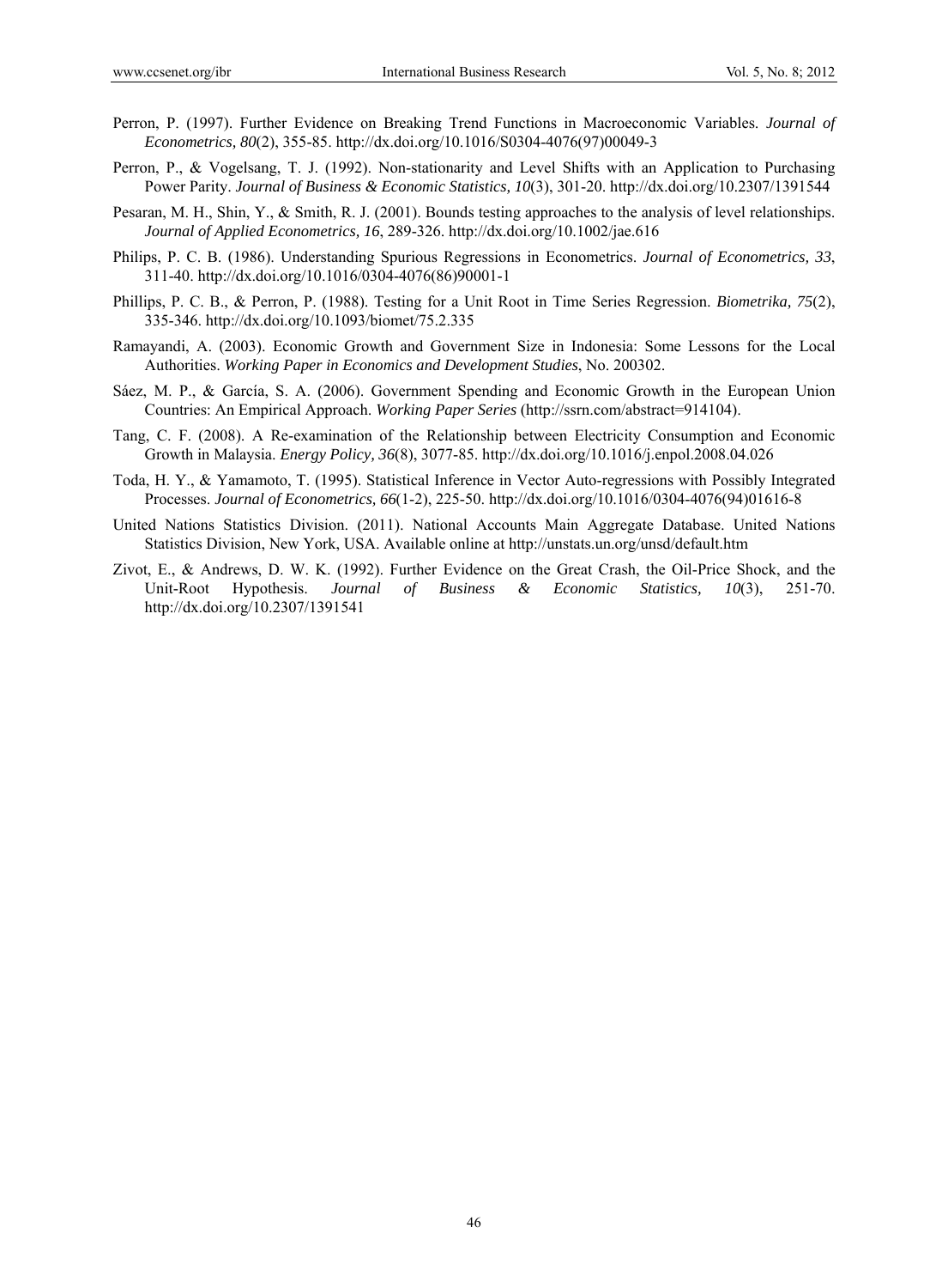Perron, P. (1997). Further Evidence on Breaking Trend Functions in Macroeconomic Variables. *Journal of Econometrics, 80*(2), 355-85. http://dx.doi.org/10.1016/S0304-4076(97)00049-3

Perron, P., & Vogelsang, T. J. (1992). Non-stationarity and Level Shifts with an Application to Purchasing Power Parity. *Journal of Business & Economic Statistics, 10*(3), 301-20. http://dx.doi.org/10.2307/1391544

Pesaran, M. H., Shin, Y., & Smith, R. J. (2001). Bounds testing approaches to the analysis of level relationships. *Journal of Applied Econometrics, 16*, 289-326. http://dx.doi.org/10.1002/jae.616

Philips, P. C. B. (1986). Understanding Spurious Regressions in Econometrics. *Journal of Econometrics, 33*, 311-40. http://dx.doi.org/10.1016/0304-4076(86)90001-1

Phillips, P. C. B., & Perron, P. (1988). Testing for a Unit Root in Time Series Regression. *Biometrika, 75*(2), 335-346. http://dx.doi.org/10.1093/biomet/75.2.335

Ramayandi, A. (2003). Economic Growth and Government Size in Indonesia: Some Lessons for the Local Authorities. *Working Paper in Economics and Development Studies*, No. 200302.

Sáez, M. P., & García, S. A. (2006). Government Spending and Economic Growth in the European Union Countries: An Empirical Approach. *Working Paper Series* (http://ssrn.com/abstract=914104).

Tang, C. F. (2008). A Re-examination of the Relationship between Electricity Consumption and Economic Growth in Malaysia. *Energy Policy, 36*(8), 3077-85. http://dx.doi.org/10.1016/j.enpol.2008.04.026

Toda, H. Y., & Yamamoto, T. (1995). Statistical Inference in Vector Auto-regressions with Possibly Integrated Processes. *Journal of Econometrics, 66*(1-2), 225-50. http://dx.doi.org/10.1016/0304-4076(94)01616-8

United Nations Statistics Division. (2011). National Accounts Main Aggregate Database. United Nations Statistics Division, New York, USA. Available online at http://unstats.un.org/unsd/default.htm

Zivot, E., & Andrews, D. W. K. (1992). Further Evidence on the Great Crash, the Oil-Price Shock, and the Unit-Root Hypothesis. *Journal of Business & Economic Statistics, 10*(3), 251-70. http://dx.doi.org/10.2307/1391541